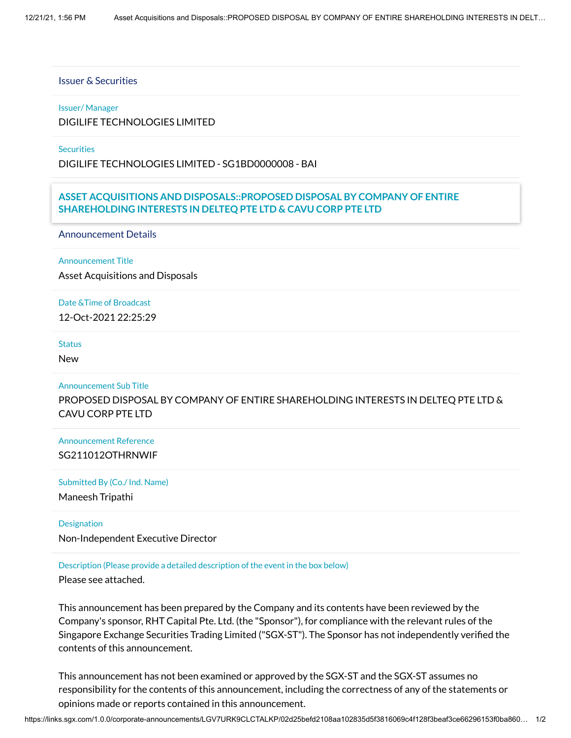## Issuer & Securities

**Issuer/ Manager**

DIGILIFE TECHNOLOGIES LIMITED

**Securities**

DIGILIFE TECHNOLOGIES LIMITED - SG1BD0000008 - BAI

### ASSET ACQUISITIONS AND DISPOSALS::PROPOSED DISPOSAL BY COMPANY OF ENTIRE SHAREHOLDING INTERESTS IN DELTEQ PTE LTD & CAVU CORP PTE LTD

## Announcement Details

**Announcement Title**

Asset Acquisitions and Disposals

**Date &Time of Broadcast**

12-Oct-2021 22:25:29

**Status**

New

**Announcement Sub Title**

PROPOSED DISPOSAL BY COMPANY OF ENTIRE SHAREHOLDING INTERESTS IN DELTEQ PTE LTD & CAVU CORP PTE LTD

**Announcement Reference**

SG211012OTHRNWIF

**Submitted By (Co./ Ind. Name)**

Maneesh Tripathi

**Designation**

Non-Independent Executive Director

**Description (Please provide a detailed description of the event in the box below)**

Please see attached.

This announcement has been prepared by the Company and its contents have been reviewed by the Company's sponsor, RHT Capital Pte. Ltd. (the "Sponsor"), for compliance with the relevant rules of the Singapore Exchange Securities Trading Limited ("SGX-ST"). The Sponsor has not independently verified the contents of this announcement.

This announcement has not been examined or approved by the SGX-ST and the SGX-ST assumes no responsibility for the contents of this announcement, including the correctness of any of the statements or opinions made or reports contained in this announcement.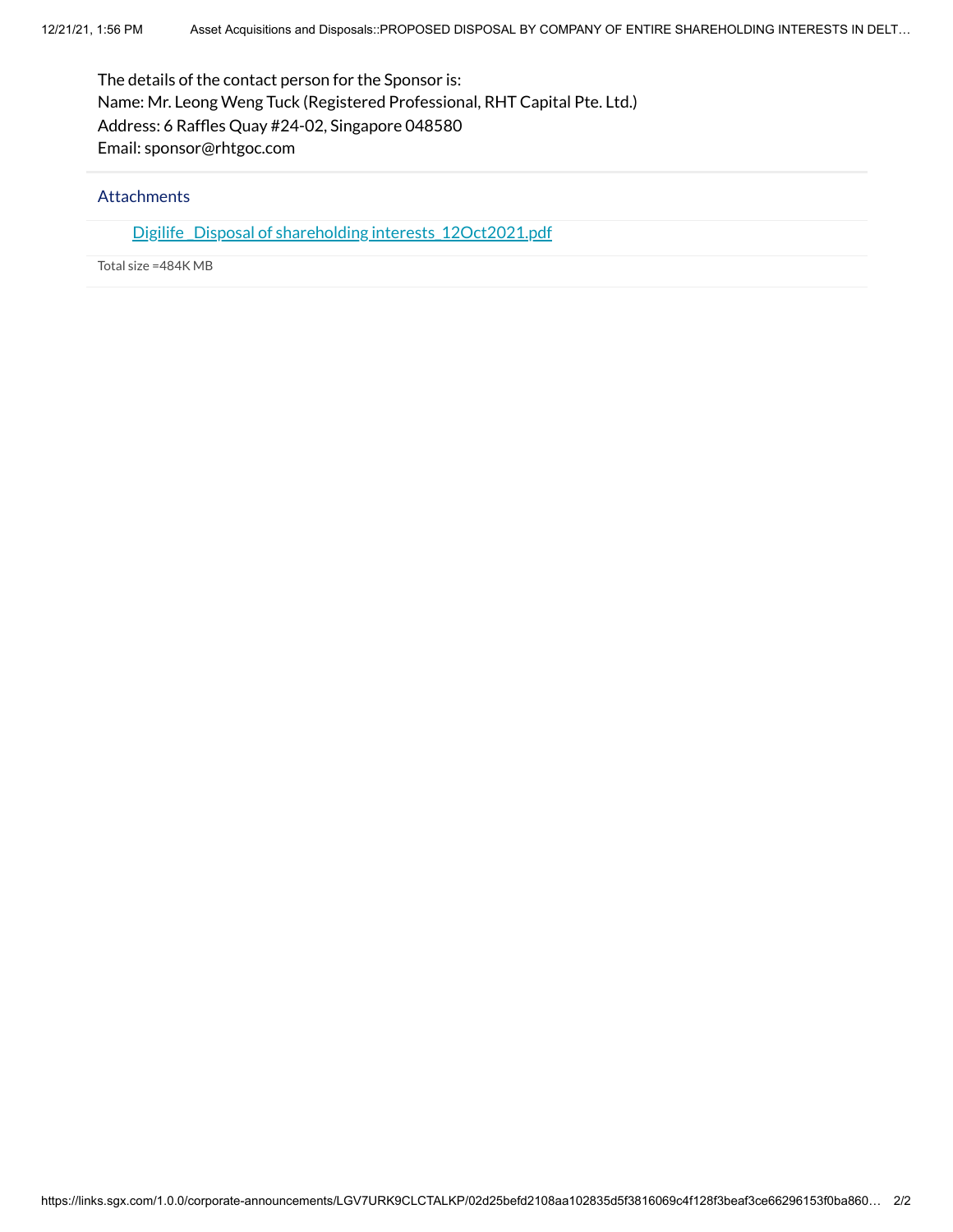The details of the contact person for the Sponsor is:
Name: Mr. Leong Weng Tuck (Registered Professional, RHT Capital Pte. Ltd.)
Address: 6 Raffles Quay #24-02, Singapore 048580
Email: sponsor@rhtgoc.com

## Attachments

Digilife_Disposal of shareholding interests_12Oct2021.pdf

Total size =484K MB